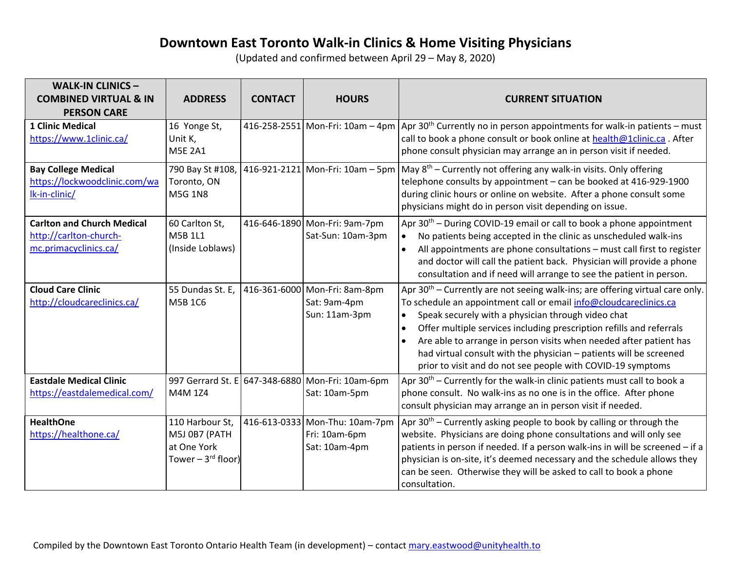# Downtown East Toronto Walk-in Clinics & Home Visiting Physicians

(Updated and confirmed between April 29 – May 8, 2020)

| WALK-IN CLINICS – COMBINED VIRTUAL & IN PERSON CARE | ADDRESS | CONTACT | HOURS | CURRENT SITUATION |
|---|---|---|---|---|
| **1 Clinic Medical** https://www.1clinic.ca/ | 16 Yonge St, Unit K, M5E 2A1 | 416-258-2551 | Mon-Fri: 10am – 4pm | Apr 30th Currently no in person appointments for walk-in patients – must call to book a phone consult or book online at health@1clinic.ca . After phone consult physician may arrange an in person visit if needed. |
| **Bay College Medical** https://lockwoodclinic.com/walk-in-clinic/ | 790 Bay St #108, Toronto, ON M5G 1N8 | 416-921-2121 | Mon-Fri: 10am – 5pm | May 8th – Currently not offering any walk-in visits. Only offering telephone consults by appointment – can be booked at 416-929-1900 during clinic hours or online on website. After a phone consult some physicians might do in person visit depending on issue. |
| **Carlton and Church Medical** http://carlton-church-mc.primacyclinics.ca/ | 60 Carlton St, M5B 1L1 (Inside Loblaws) | 416-646-1890 | Mon-Fri: 9am-7pm<br>Sat-Sun: 10am-3pm | Apr 30th – During COVID-19 email or call to book a phone appointment<br>• No patients being accepted in the clinic as unscheduled walk-ins<br>• All appointments are phone consultations – must call first to register and doctor will call the patient back. Physician will provide a phone consultation and if need will arrange to see the patient in person. |
| **Cloud Care Clinic** http://cloudcareclinics.ca/ | 55 Dundas St. E, M5B 1C6 | 416-361-6000 | Mon-Fri: 8am-8pm<br>Sat: 9am-4pm<br>Sun: 11am-3pm | Apr 30th – Currently are not seeing walk-ins; are offering virtual care only. To schedule an appointment call or email info@cloudcareclinics.ca<br>• Speak securely with a physician through video chat<br>• Offer multiple services including prescription refills and referrals<br>• Are able to arrange in person visits when needed after patient has had virtual consult with the physician – patients will be screened prior to visit and do not see people with COVID-19 symptoms |
| **Eastdale Medical Clinic** https://eastdalemedical.com/ | 997 Gerrard St. E M4M 1Z4 | 647-348-6880 | Mon-Fri: 10am-6pm<br>Sat: 10am-5pm | Apr 30th – Currently for the walk-in clinic patients must call to book a phone consult. No walk-ins as no one is in the office. After phone consult physician may arrange an in person visit if needed. |
| **HealthOne** https://healthone.ca/ | 110 Harbour St, M5J 0B7 (PATH at One York Tower – 3rd floor) | 416-613-0333 | Mon-Thu: 10am-7pm<br>Fri: 10am-6pm<br>Sat: 10am-4pm | Apr 30th – Currently asking people to book by calling or through the website. Physicians are doing phone consultations and will only see patients in person if needed. If a person walk-ins in will be screened – if a physician is on-site, it's deemed necessary and the schedule allows they can be seen. Otherwise they will be asked to call to book a phone consultation. |

Compiled by the Downtown East Toronto Ontario Health Team (in development) – contact mary.eastwood@unityhealth.to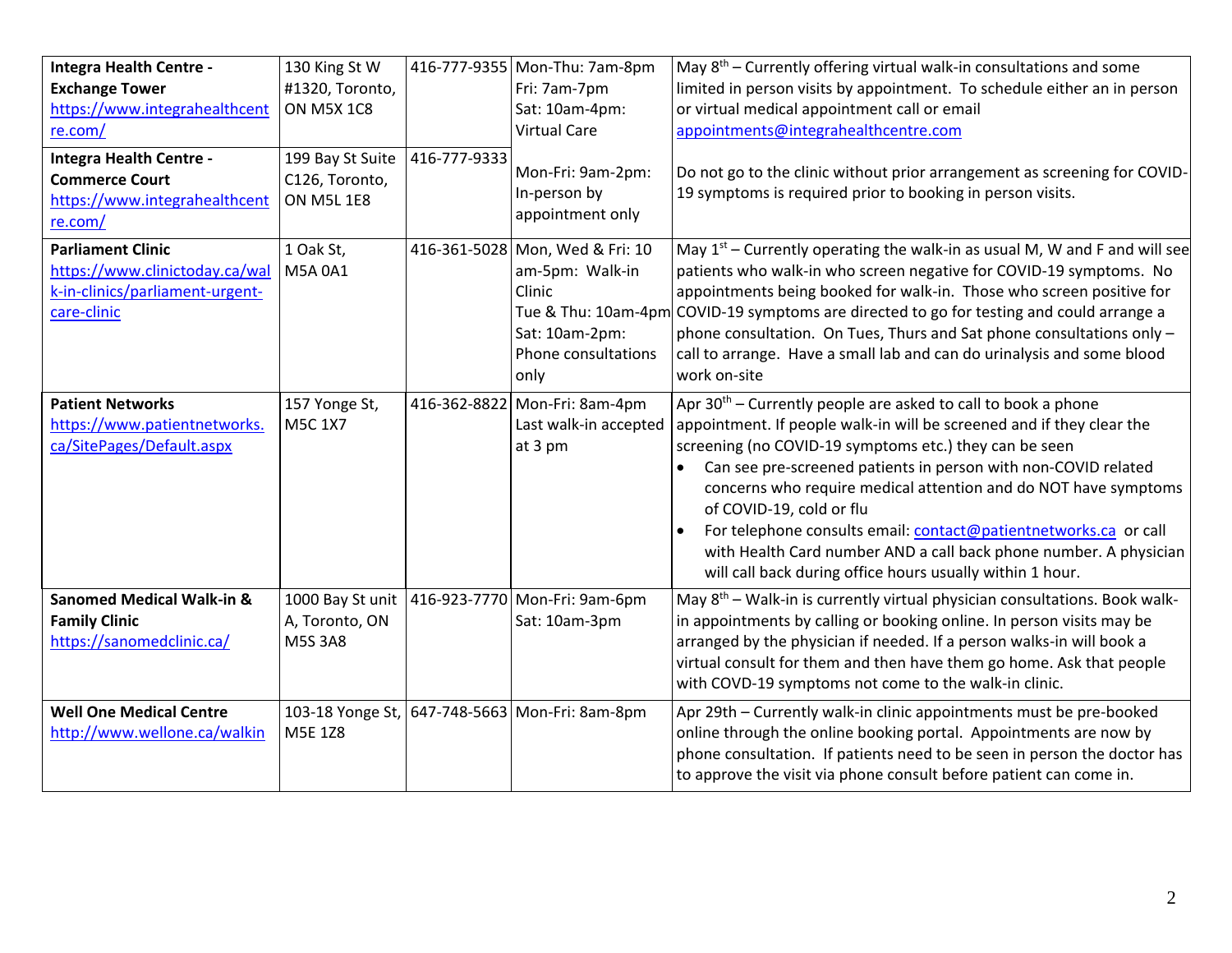| | | | | |
|---|---|---|---|---|
| **Integra Health Centre - Exchange Tower** https://www.integrahealthcentre.com/ | 130 King St W #1320, Toronto, ON M5X 1C8 | 416-777-9355 | Mon-Thu: 7am-8pm Fri: 7am-7pm Sat: 10am-4pm: Virtual Care | May 8th – Currently offering virtual walk-in consultations and some limited in person visits by appointment. To schedule either an in person or virtual medical appointment call or email appointments@integrahealthcentre.com |
| **Integra Health Centre - Commerce Court** https://www.integrahealthcentre.com/ | 199 Bay St Suite C126, Toronto, ON M5L 1E8 | 416-777-9333 | Mon-Fri: 9am-2pm: In-person by appointment only | Do not go to the clinic without prior arrangement as screening for COVID-19 symptoms is required prior to booking in person visits. |
| **Parliament Clinic** https://www.clinictoday.ca/walk-in-clinics/parliament-urgent-care-clinic | 1 Oak St, M5A 0A1 | 416-361-5028 | Mon, Wed & Fri: 10 am-5pm: Walk-in Clinic Tue & Thu: 10am-4pm Sat: 10am-2pm: Phone consultations only | May 1st – Currently operating the walk-in as usual M, W and F and will see patients who walk-in who screen negative for COVID-19 symptoms. No appointments being booked for walk-in. Those who screen positive for COVID-19 symptoms are directed to go for testing and could arrange a phone consultation. On Tues, Thurs and Sat phone consultations only – call to arrange. Have a small lab and can do urinalysis and some blood work on-site |
| **Patient Networks** https://www.patientnetworks.ca/SitePages/Default.aspx | 157 Yonge St, M5C 1X7 | 416-362-8822 | Mon-Fri: 8am-4pm Last walk-in accepted at 3 pm | Apr 30th – Currently people are asked to call to book a phone appointment. If people walk-in will be screened and if they clear the screening (no COVID-19 symptoms etc.) they can be seen<br>• Can see pre-screened patients in person with non-COVID related concerns who require medical attention and do NOT have symptoms of COVID-19, cold or flu<br>• For telephone consults email: contact@patientnetworks.ca or call with Health Card number AND a call back phone number. A physician will call back during office hours usually within 1 hour. |
| **Sanomed Medical Walk-in & Family Clinic** https://sanomedclinic.ca/ | 1000 Bay St unit A, Toronto, ON M5S 3A8 | 416-923-7770 | Mon-Fri: 9am-6pm Sat: 10am-3pm | May 8th – Walk-in is currently virtual physician consultations. Book walk-in appointments by calling or booking online. In person visits may be arranged by the physician if needed. If a person walks-in will book a virtual consult for them and then have them go home. Ask that people with COVD-19 symptoms not come to the walk-in clinic. |
| **Well One Medical Centre** http://www.wellone.ca/walkin | 103-18 Yonge St, M5E 1Z8 | 647-748-5663 | Mon-Fri: 8am-8pm | Apr 29th – Currently walk-in clinic appointments must be pre-booked online through the online booking portal. Appointments are now by phone consultation. If patients need to be seen in person the doctor has to approve the visit via phone consult before patient can come in. |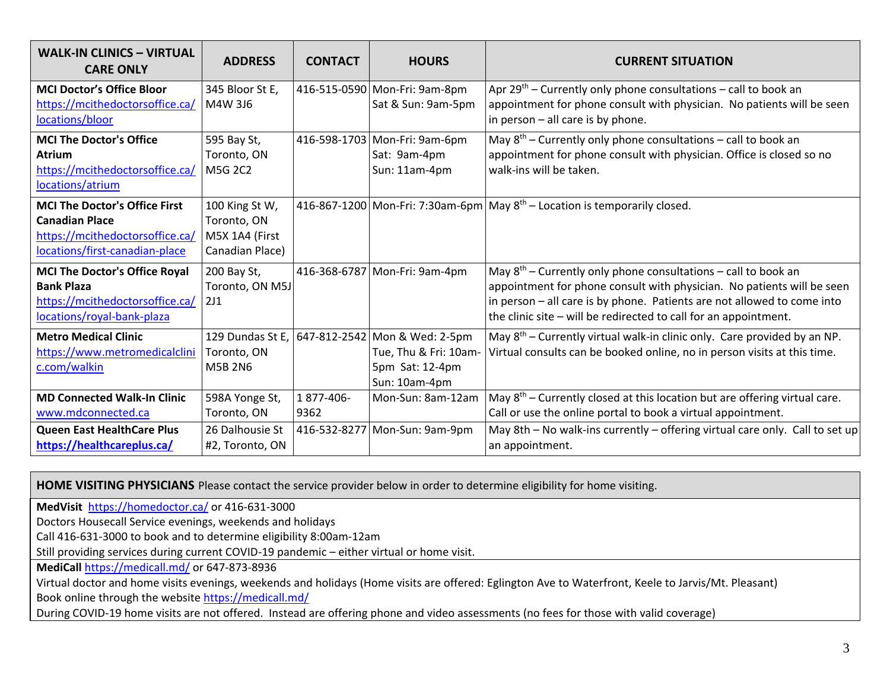| WALK-IN CLINICS – VIRTUAL CARE ONLY | ADDRESS | CONTACT | HOURS | CURRENT SITUATION |
|---|---|---|---|---|
| **MCI Doctor's Office Bloor** https://mcithedoctorsoffice.ca/locations/bloor | 345 Bloor St E, M4W 3J6 | 416-515-0590 | Mon-Fri: 9am-8pm Sat & Sun: 9am-5pm | Apr 29th – Currently only phone consultations – call to book an appointment for phone consult with physician. No patients will be seen in person – all care is by phone. |
| **MCI The Doctor's Office Atrium** https://mcithedoctorsoffice.ca/locations/atrium | 595 Bay St, Toronto, ON M5G 2C2 | 416-598-1703 | Mon-Fri: 9am-6pm Sat: 9am-4pm Sun: 11am-4pm | May 8th – Currently only phone consultations – call to book an appointment for phone consult with physician. Office is closed so no walk-ins will be taken. |
| **MCI The Doctor's Office First Canadian Place** https://mcithedoctorsoffice.ca/locations/first-canadian-place | 100 King St W, Toronto, ON M5X 1A4 (First Canadian Place) | 416-867-1200 | Mon-Fri: 7:30am-6pm | May 8th – Location is temporarily closed. |
| **MCI The Doctor's Office Royal Bank Plaza** https://mcithedoctorsoffice.ca/locations/royal-bank-plaza | 200 Bay St, Toronto, ON M5J 2J1 | 416-368-6787 | Mon-Fri: 9am-4pm | May 8th – Currently only phone consultations – call to book an appointment for phone consult with physician. No patients will be seen in person – all care is by phone. Patients are not allowed to come into the clinic site – will be redirected to call for an appointment. |
| **Metro Medical Clinic** https://www.metromedicalclinic.com/walkin | 129 Dundas St E, Toronto, ON M5B 2N6 | 647-812-2542 | Mon & Wed: 2-5pm Tue, Thu & Fri: 10am-5pm Sat: 12-4pm Sun: 10am-4pm | May 8th – Currently virtual walk-in clinic only. Care provided by an NP. Virtual consults can be booked online, no in person visits at this time. |
| **MD Connected Walk-In Clinic** www.mdconnected.ca | 598A Yonge St, Toronto, ON | 1 877-406-9362 | Mon-Sun: 8am-12am | May 8th – Currently closed at this location but are offering virtual care. Call or use the online portal to book a virtual appointment. |
| **Queen East HealthCare Plus** **https://healthcareplus.ca/** | 26 Dalhousie St #2, Toronto, ON | 416-532-8277 | Mon-Sun: 9am-9pm | May 8th – No walk-ins currently – offering virtual care only. Call to set up an appointment. |

**HOME VISITING PHYSICIANS** Please contact the service provider below in order to determine eligibility for home visiting.

**MedVisit** https://homedoctor.ca/ or 416-631-3000
Doctors Housecall Service evenings, weekends and holidays
Call 416-631-3000 to book and to determine eligibility 8:00am-12am
Still providing services during current COVID-19 pandemic – either virtual or home visit.

**MediCall** https://medicall.md/ or 647-873-8936
Virtual doctor and home visits evenings, weekends and holidays (Home visits are offered: Eglington Ave to Waterfront, Keele to Jarvis/Mt. Pleasant)
Book online through the website https://medicall.md/
During COVID-19 home visits are not offered. Instead are offering phone and video assessments (no fees for those with valid coverage)